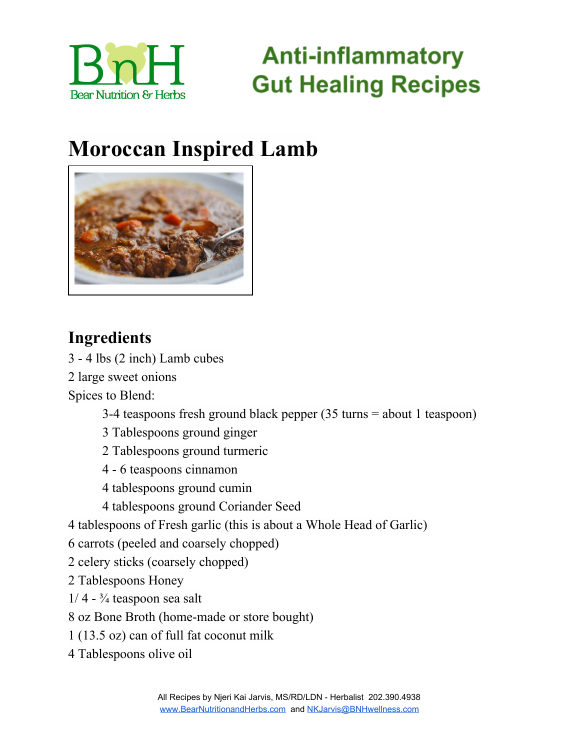# Anti-inflammatory Gut Healing Recipes

## Moroccan Inspired Lamb

### Ingredients

3 - 4 lbs (2 inch) Lamb cubes

2 large sweet onions

Spices to Blend:

- 3-4 teaspoons fresh ground black pepper (35 turns = about 1 teaspoon)
- 3 Tablespoons ground ginger
- 2 Tablespoons ground turmeric
- 4 - 6 teaspoons cinnamon
- 4 tablespoons ground cumin
- 4 tablespoons ground Coriander Seed

4 tablespoons of Fresh garlic (this is about a Whole Head of Garlic)

6 carrots (peeled and coarsely chopped)

2 celery sticks (coarsely chopped)

2 Tablespoons Honey

1/ 4 - ¾ teaspoon sea salt

8 oz Bone Broth (home-made or store bought)

1 (13.5 oz) can of full fat coconut milk

4 Tablespoons olive oil

All Recipes by Njeri Kai Jarvis, MS/RD/LDN - Herbalist 202.390.4938
www.BearNutritionandHerbs.com and NKJarvis@BNHwellness.com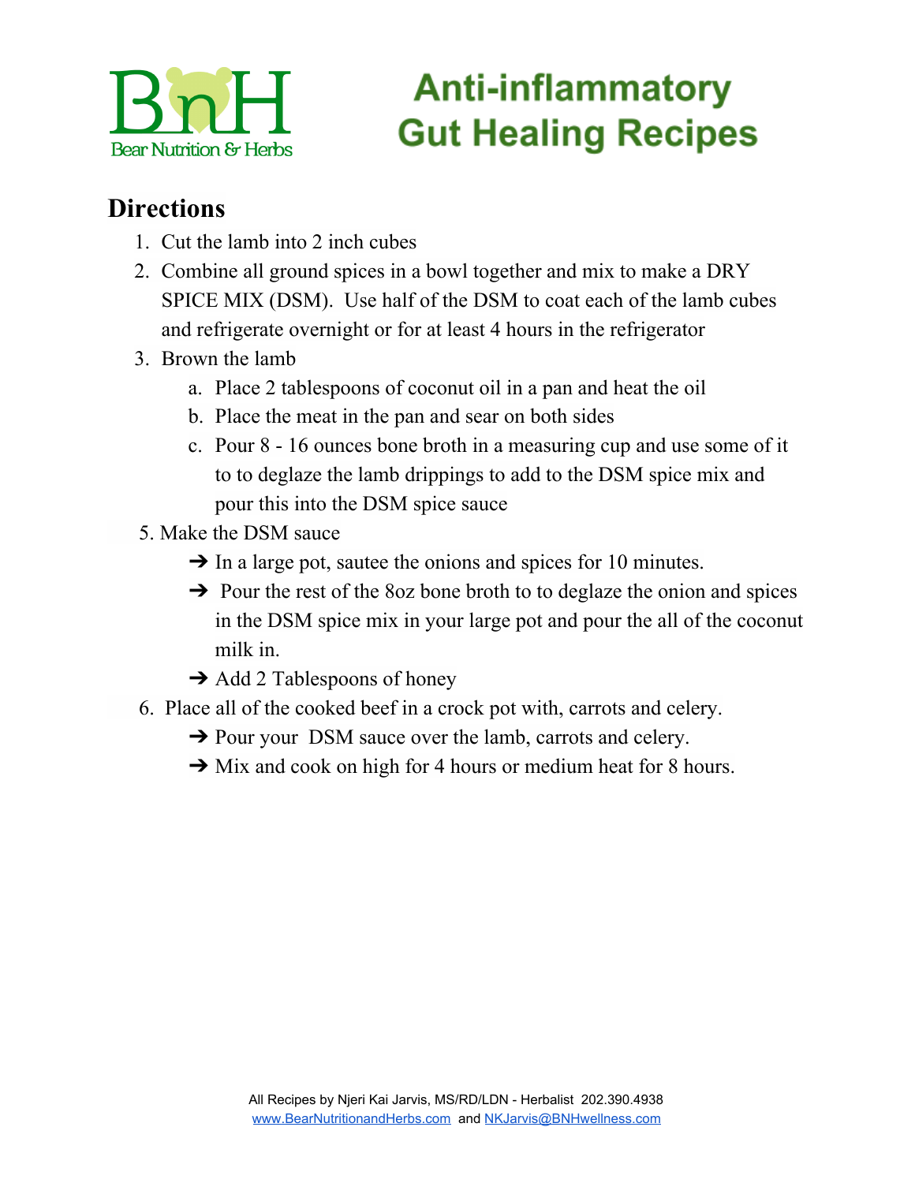## Directions

1. Cut the lamb into 2 inch cubes
2. Combine all ground spices in a bowl together and mix to make a DRY SPICE MIX (DSM). Use half of the DSM to coat each of the lamb cubes and refrigerate overnight or for at least 4 hours in the refrigerator
3. Brown the lamb
   a. Place 2 tablespoons of coconut oil in a pan and heat the oil
   b. Place the meat in the pan and sear on both sides
   c. Pour 8 - 16 ounces bone broth in a measuring cup and use some of it to to deglaze the lamb drippings to add to the DSM spice mix and pour this into the DSM spice sauce

5. Make the DSM sauce
   - In a large pot, sautee the onions and spices for 10 minutes.
   - Pour the rest of the 8oz bone broth to to deglaze the onion and spices in the DSM spice mix in your large pot and pour the all of the coconut milk in.
   - Add 2 Tablespoons of honey

6. Place all of the cooked beef in a crock pot with, carrots and celery.
   - Pour your DSM sauce over the lamb, carrots and celery.
   - Mix and cook on high for 4 hours or medium heat for 8 hours.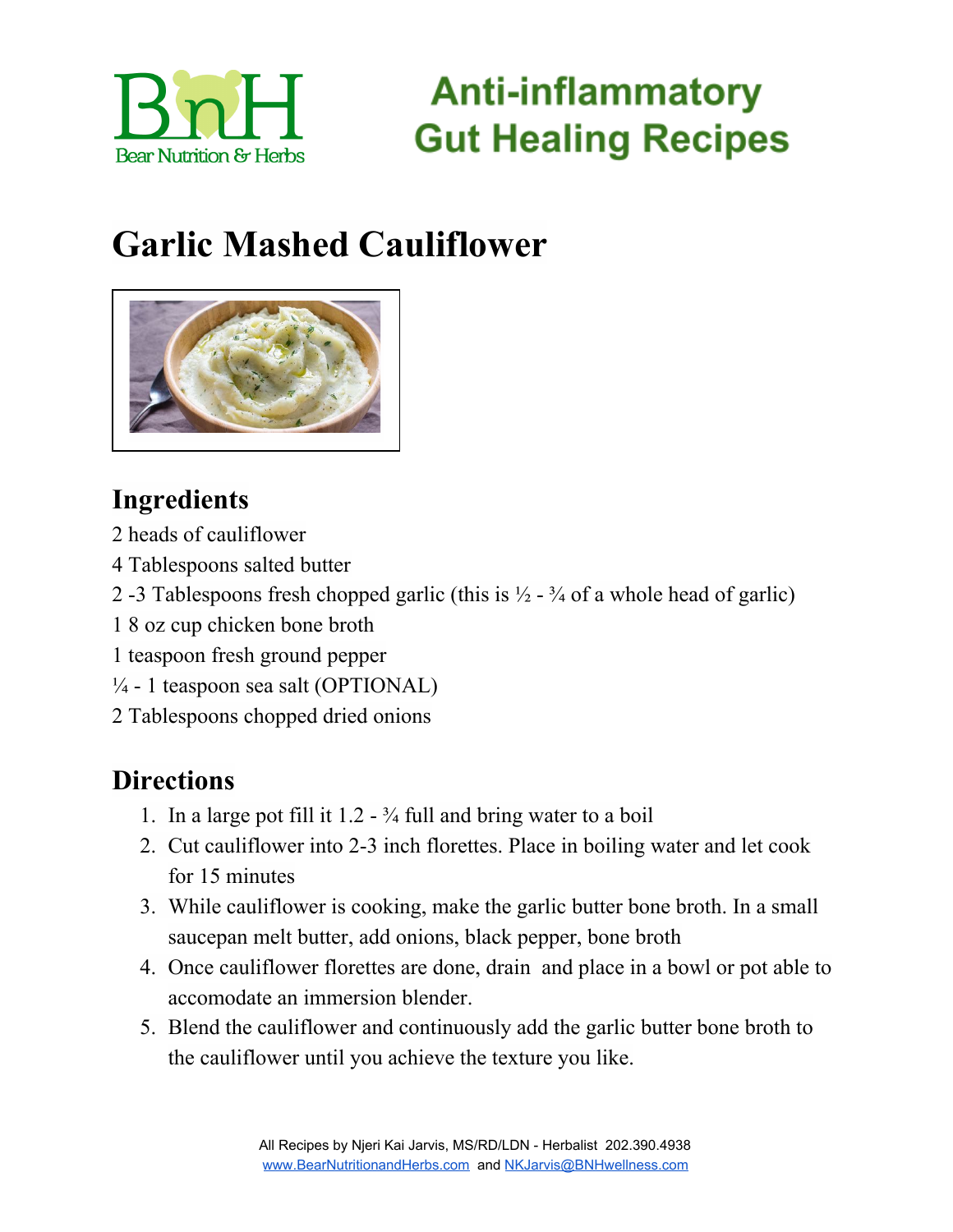# Anti-inflammatory Gut Healing Recipes

## Garlic Mashed Cauliflower

### Ingredients

2 heads of cauliflower
4 Tablespoons salted butter
2 -3 Tablespoons fresh chopped garlic (this is ½ - ¾ of a whole head of garlic)
1 8 oz cup chicken bone broth
1 teaspoon fresh ground pepper
¼ - 1 teaspoon sea salt (OPTIONAL)
2 Tablespoons chopped dried onions

### Directions

1. In a large pot fill it 1.2 - ¾ full and bring water to a boil
2. Cut cauliflower into 2-3 inch florettes. Place in boiling water and let cook for 15 minutes
3. While cauliflower is cooking, make the garlic butter bone broth. In a small saucepan melt butter, add onions, black pepper, bone broth
4. Once cauliflower florettes are done, drain and place in a bowl or pot able to accomodate an immersion blender.
5. Blend the cauliflower and continuously add the garlic butter bone broth to the cauliflower until you achieve the texture you like.

All Recipes by Njeri Kai Jarvis, MS/RD/LDN - Herbalist 202.390.4938
www.BearNutritionandHerbs.com and NKJarvis@BNHwellness.com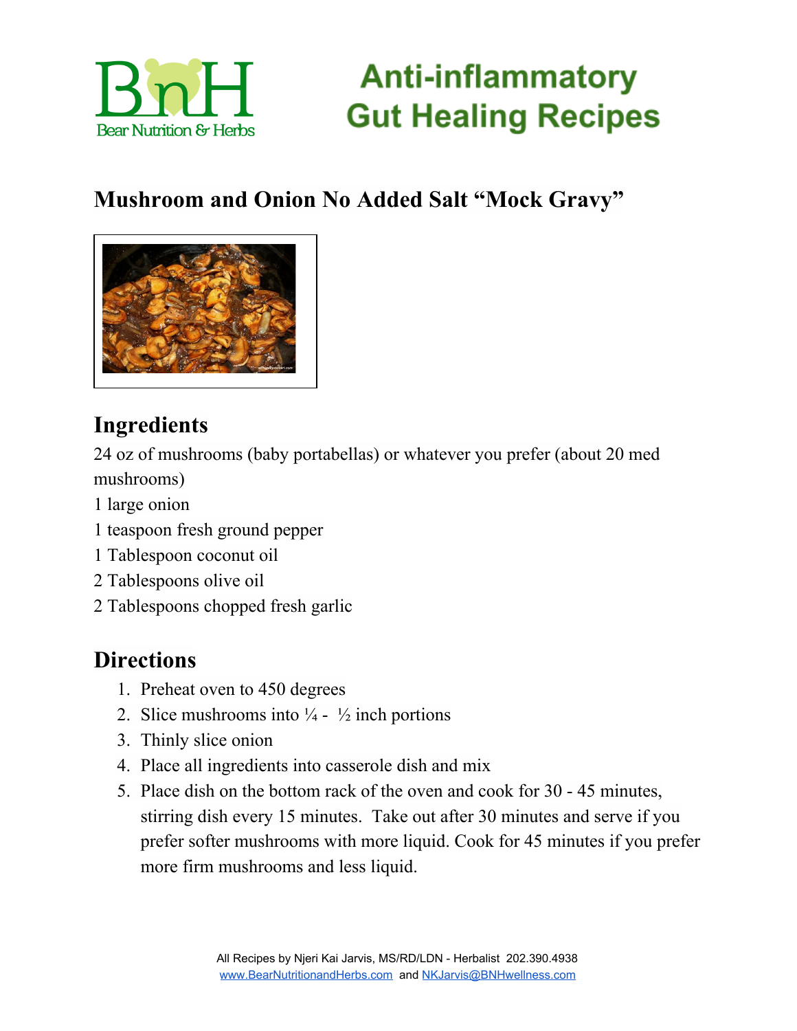# Anti-inflammatory Gut Healing Recipes

## Mushroom and Onion No Added Salt "Mock Gravy"

## Ingredients

24 oz of mushrooms (baby portabellas) or whatever you prefer (about 20 med mushrooms)
1 large onion
1 teaspoon fresh ground pepper
1 Tablespoon coconut oil
2 Tablespoons olive oil
2 Tablespoons chopped fresh garlic

## Directions

1. Preheat oven to 450 degrees
2. Slice mushrooms into ¼ - ½ inch portions
3. Thinly slice onion
4. Place all ingredients into casserole dish and mix
5. Place dish on the bottom rack of the oven and cook for 30 - 45 minutes, stirring dish every 15 minutes. Take out after 30 minutes and serve if you prefer softer mushrooms with more liquid. Cook for 45 minutes if you prefer more firm mushrooms and less liquid.

All Recipes by Njeri Kai Jarvis, MS/RD/LDN - Herbalist 202.390.4938
www.BearNutritionandHerbs.com and NKJarvis@BNHwellness.com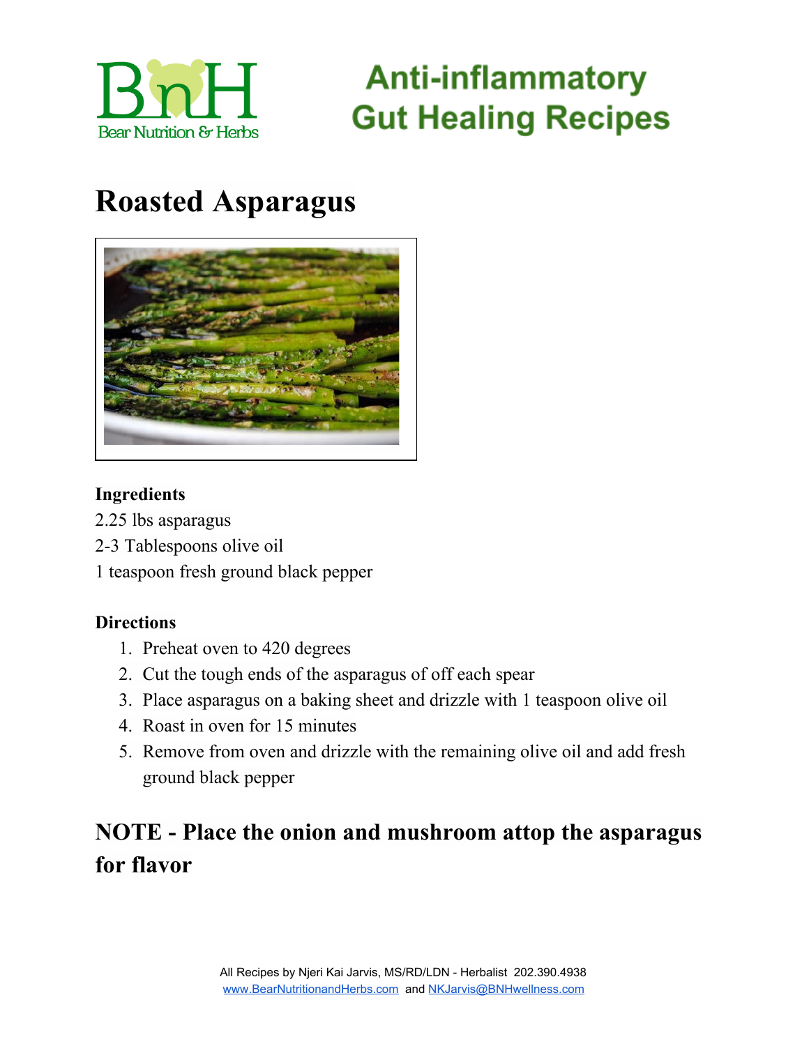Anti-inflammatory Gut Healing Recipes

# Roasted Asparagus

**Ingredients**

2.25 lbs asparagus

2-3 Tablespoons olive oil

1 teaspoon fresh ground black pepper

**Directions**

1. Preheat oven to 420 degrees
2. Cut the tough ends of the asparagus of off each spear
3. Place asparagus on a baking sheet and drizzle with 1 teaspoon olive oil
4. Roast in oven for 15 minutes
5. Remove from oven and drizzle with the remaining olive oil and add fresh ground black pepper

## NOTE - Place the onion and mushroom attop the asparagus for flavor

All Recipes by Njeri Kai Jarvis, MS/RD/LDN - Herbalist 202.390.4938
www.BearNutritionandHerbs.com and NKJarvis@BNHwellness.com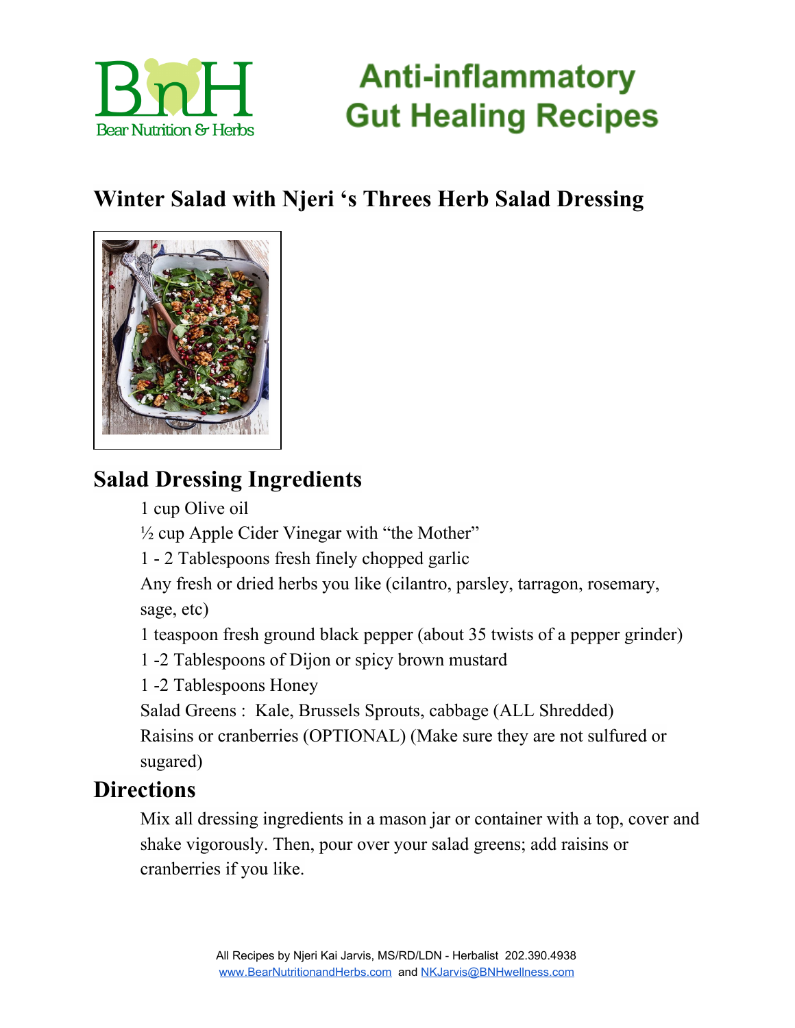Bear Nutrition & Herbs

# Anti-inflammatory Gut Healing Recipes

## Winter Salad with Njeri 's Threes Herb Salad Dressing

## Salad Dressing Ingredients

1 cup Olive oil
½ cup Apple Cider Vinegar with "the Mother"
1 - 2 Tablespoons fresh finely chopped garlic
Any fresh or dried herbs you like (cilantro, parsley, tarragon, rosemary, sage, etc)
1 teaspoon fresh ground black pepper (about 35 twists of a pepper grinder)
1 -2 Tablespoons of Dijon or spicy brown mustard
1 -2 Tablespoons Honey
Salad Greens : Kale, Brussels Sprouts, cabbage (ALL Shredded)
Raisins or cranberries (OPTIONAL) (Make sure they are not sulfured or sugared)

## Directions

Mix all dressing ingredients in a mason jar or container with a top, cover and shake vigorously. Then, pour over your salad greens; add raisins or cranberries if you like.

All Recipes by Njeri Kai Jarvis, MS/RD/LDN - Herbalist 202.390.4938
www.BearNutritionandHerbs.com and NKJarvis@BNHwellness.com